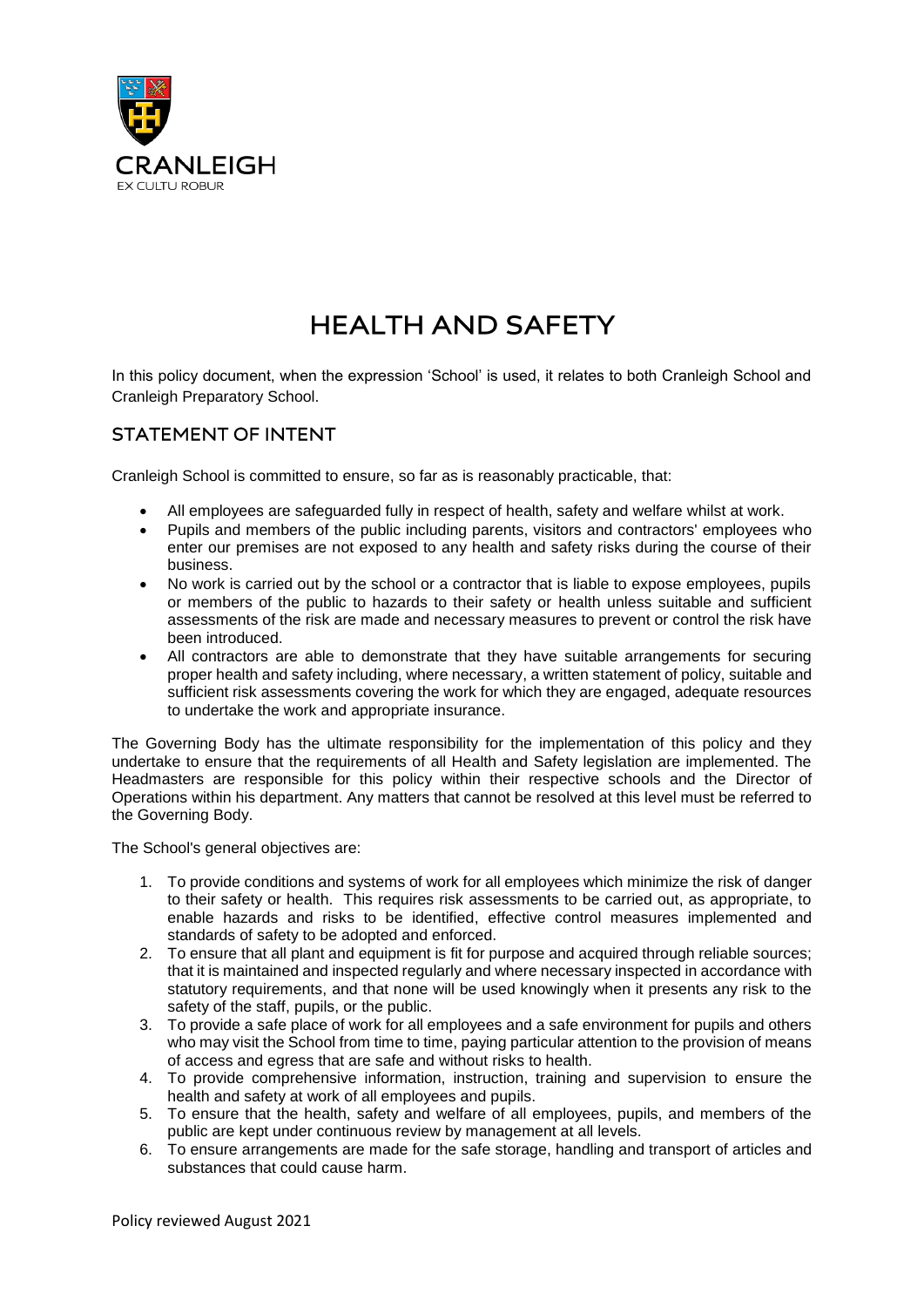CRANLEIGH

EX CULTU ROBUR

# HEALTH AND SAFETY

In this policy document, when the expression 'School' is used, it relates to both Cranleigh School and Cranleigh Preparatory School.

## STATEMENT OF INTENT

Cranleigh School is committed to ensure, so far as is reasonably practicable, that:

- All employees are safeguarded fully in respect of health, safety and welfare whilst at work.
- Pupils and members of the public including parents, visitors and contractors' employees who enter our premises are not exposed to any health and safety risks during the course of their business.
- No work is carried out by the school or a contractor that is liable to expose employees, pupils or members of the public to hazards to their safety or health unless suitable and sufficient assessments of the risk are made and necessary measures to prevent or control the risk have been introduced.
- All contractors are able to demonstrate that they have suitable arrangements for securing proper health and safety including, where necessary, a written statement of policy, suitable and sufficient risk assessments covering the work for which they are engaged, adequate resources to undertake the work and appropriate insurance.

The Governing Body has the ultimate responsibility for the implementation of this policy and they undertake to ensure that the requirements of all Health and Safety legislation are implemented. The Headmasters are responsible for this policy within their respective schools and the Director of Operations within his department. Any matters that cannot be resolved at this level must be referred to the Governing Body.

The School's general objectives are:

1. To provide conditions and systems of work for all employees which minimize the risk of danger to their safety or health. This requires risk assessments to be carried out, as appropriate, to enable hazards and risks to be identified, effective control measures implemented and standards of safety to be adopted and enforced.
2. To ensure that all plant and equipment is fit for purpose and acquired through reliable sources; that it is maintained and inspected regularly and where necessary inspected in accordance with statutory requirements, and that none will be used knowingly when it presents any risk to the safety of the staff, pupils, or the public.
3. To provide a safe place of work for all employees and a safe environment for pupils and others who may visit the School from time to time, paying particular attention to the provision of means of access and egress that are safe and without risks to health.
4. To provide comprehensive information, instruction, training and supervision to ensure the health and safety at work of all employees and pupils.
5. To ensure that the health, safety and welfare of all employees, pupils, and members of the public are kept under continuous review by management at all levels.
6. To ensure arrangements are made for the safe storage, handling and transport of articles and substances that could cause harm.

Policy reviewed August 2021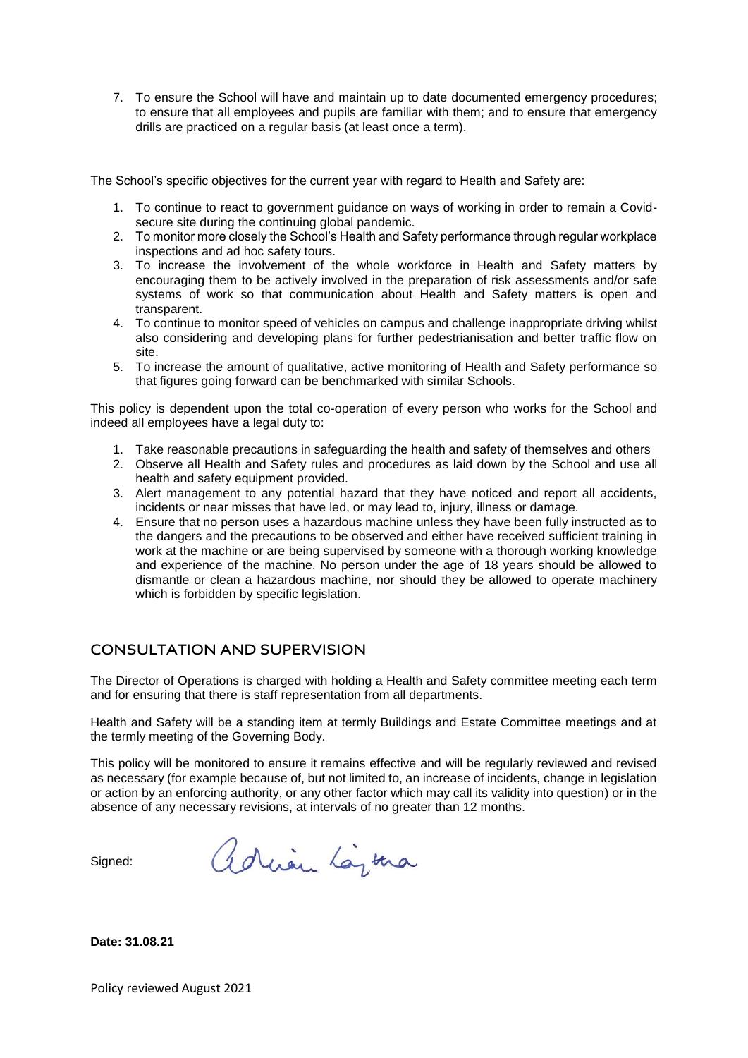7. To ensure the School will have and maintain up to date documented emergency procedures; to ensure that all employees and pupils are familiar with them; and to ensure that emergency drills are practiced on a regular basis (at least once a term).

The School's specific objectives for the current year with regard to Health and Safety are:

1. To continue to react to government guidance on ways of working in order to remain a Covid-secure site during the continuing global pandemic.
2. To monitor more closely the School's Health and Safety performance through regular workplace inspections and ad hoc safety tours.
3. To increase the involvement of the whole workforce in Health and Safety matters by encouraging them to be actively involved in the preparation of risk assessments and/or safe systems of work so that communication about Health and Safety matters is open and transparent.
4. To continue to monitor speed of vehicles on campus and challenge inappropriate driving whilst also considering and developing plans for further pedestrianisation and better traffic flow on site.
5. To increase the amount of qualitative, active monitoring of Health and Safety performance so that figures going forward can be benchmarked with similar Schools.

This policy is dependent upon the total co-operation of every person who works for the School and indeed all employees have a legal duty to:

1. Take reasonable precautions in safeguarding the health and safety of themselves and others
2. Observe all Health and Safety rules and procedures as laid down by the School and use all health and safety equipment provided.
3. Alert management to any potential hazard that they have noticed and report all accidents, incidents or near misses that have led, or may lead to, injury, illness or damage.
4. Ensure that no person uses a hazardous machine unless they have been fully instructed as to the dangers and the precautions to be observed and either have received sufficient training in work at the machine or are being supervised by someone with a thorough working knowledge and experience of the machine. No person under the age of 18 years should be allowed to dismantle or clean a hazardous machine, nor should they be allowed to operate machinery which is forbidden by specific legislation.

## CONSULTATION AND SUPERVISION

The Director of Operations is charged with holding a Health and Safety committee meeting each term and for ensuring that there is staff representation from all departments.

Health and Safety will be a standing item at termly Buildings and Estate Committee meetings and at the termly meeting of the Governing Body.

This policy will be monitored to ensure it remains effective and will be regularly reviewed and revised as necessary (for example because of, but not limited to, an increase of incidents, change in legislation or action by an enforcing authority, or any other factor which may call its validity into question) or in the absence of any necessary revisions, at intervals of no greater than 12 months.

Signed: Adrian Lajtha

**Date: 31.08.21**

Policy reviewed August 2021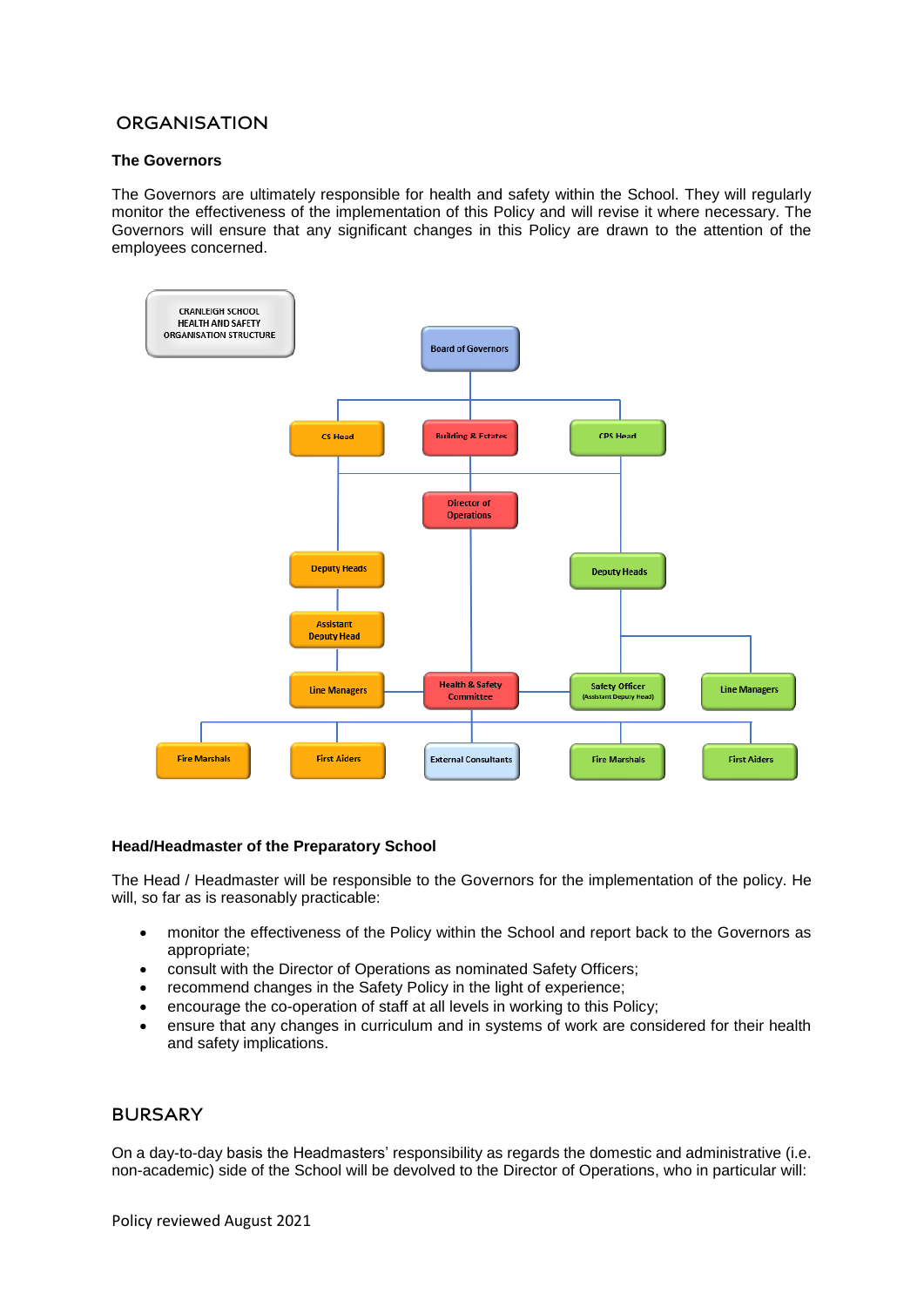## ORGANISATION

**The Governors**

The Governors are ultimately responsible for health and safety within the School. They will regularly monitor the effectiveness of the implementation of this Policy and will revise it where necessary. The Governors will ensure that any significant changes in this Policy are drawn to the attention of the employees concerned.

CRANLEIGH SCHOOL
HEALTH AND SAFETY
ORGANISATION STRUCTURE

Board of Governors

CS Head | Building & Estates | CPS Head

Director of Operations

Deputy Heads | Deputy Heads

Assistant Deputy Head

Line Managers | Health & Safety Committee | Safety Officer (Assistant Deputy Head) | Line Managers

Fire Marshals | First Aiders | External Consultants | Fire Marshals | First Aiders

**Head/Headmaster of the Preparatory School**

The Head / Headmaster will be responsible to the Governors for the implementation of the policy. He will, so far as is reasonably practicable:

- monitor the effectiveness of the Policy within the School and report back to the Governors as appropriate;
- consult with the Director of Operations as nominated Safety Officers;
- recommend changes in the Safety Policy in the light of experience;
- encourage the co-operation of staff at all levels in working to this Policy;
- ensure that any changes in curriculum and in systems of work are considered for their health and safety implications.

## BURSARY

On a day-to-day basis the Headmasters' responsibility as regards the domestic and administrative (i.e. non-academic) side of the School will be devolved to the Director of Operations, who in particular will: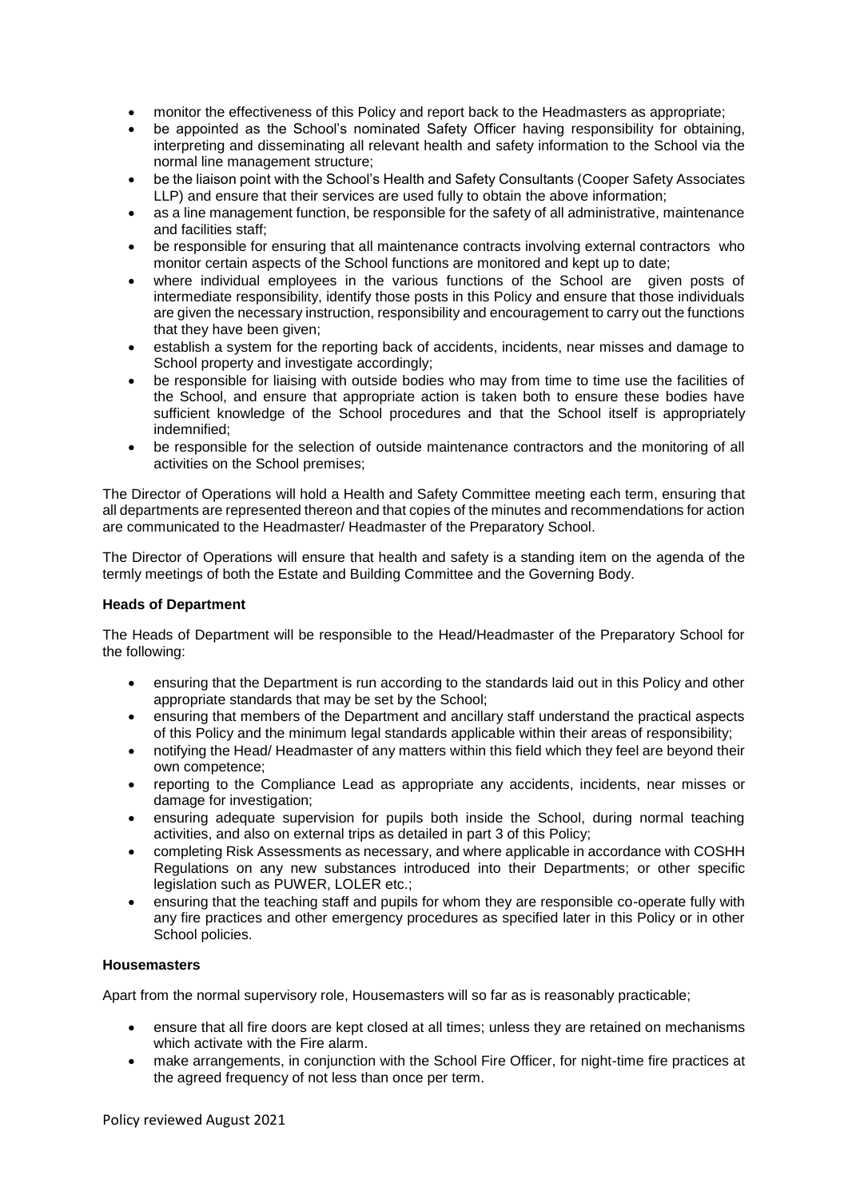- monitor the effectiveness of this Policy and report back to the Headmasters as appropriate;
- be appointed as the School's nominated Safety Officer having responsibility for obtaining, interpreting and disseminating all relevant health and safety information to the School via the normal line management structure;
- be the liaison point with the School's Health and Safety Consultants (Cooper Safety Associates LLP) and ensure that their services are used fully to obtain the above information;
- as a line management function, be responsible for the safety of all administrative, maintenance and facilities staff;
- be responsible for ensuring that all maintenance contracts involving external contractors who monitor certain aspects of the School functions are monitored and kept up to date;
- where individual employees in the various functions of the School are given posts of intermediate responsibility, identify those posts in this Policy and ensure that those individuals are given the necessary instruction, responsibility and encouragement to carry out the functions that they have been given;
- establish a system for the reporting back of accidents, incidents, near misses and damage to School property and investigate accordingly;
- be responsible for liaising with outside bodies who may from time to time use the facilities of the School, and ensure that appropriate action is taken both to ensure these bodies have sufficient knowledge of the School procedures and that the School itself is appropriately indemnified;
- be responsible for the selection of outside maintenance contractors and the monitoring of all activities on the School premises;

The Director of Operations will hold a Health and Safety Committee meeting each term, ensuring that all departments are represented thereon and that copies of the minutes and recommendations for action are communicated to the Headmaster/ Headmaster of the Preparatory School.

The Director of Operations will ensure that health and safety is a standing item on the agenda of the termly meetings of both the Estate and Building Committee and the Governing Body.

**Heads of Department**

The Heads of Department will be responsible to the Head/Headmaster of the Preparatory School for the following:

- ensuring that the Department is run according to the standards laid out in this Policy and other appropriate standards that may be set by the School;
- ensuring that members of the Department and ancillary staff understand the practical aspects of this Policy and the minimum legal standards applicable within their areas of responsibility;
- notifying the Head/ Headmaster of any matters within this field which they feel are beyond their own competence;
- reporting to the Compliance Lead as appropriate any accidents, incidents, near misses or damage for investigation;
- ensuring adequate supervision for pupils both inside the School, during normal teaching activities, and also on external trips as detailed in part 3 of this Policy;
- completing Risk Assessments as necessary, and where applicable in accordance with COSHH Regulations on any new substances introduced into their Departments; or other specific legislation such as PUWER, LOLER etc.;
- ensuring that the teaching staff and pupils for whom they are responsible co-operate fully with any fire practices and other emergency procedures as specified later in this Policy or in other School policies.

**Housemasters**

Apart from the normal supervisory role, Housemasters will so far as is reasonably practicable;

- ensure that all fire doors are kept closed at all times; unless they are retained on mechanisms which activate with the Fire alarm.
- make arrangements, in conjunction with the School Fire Officer, for night-time fire practices at the agreed frequency of not less than once per term.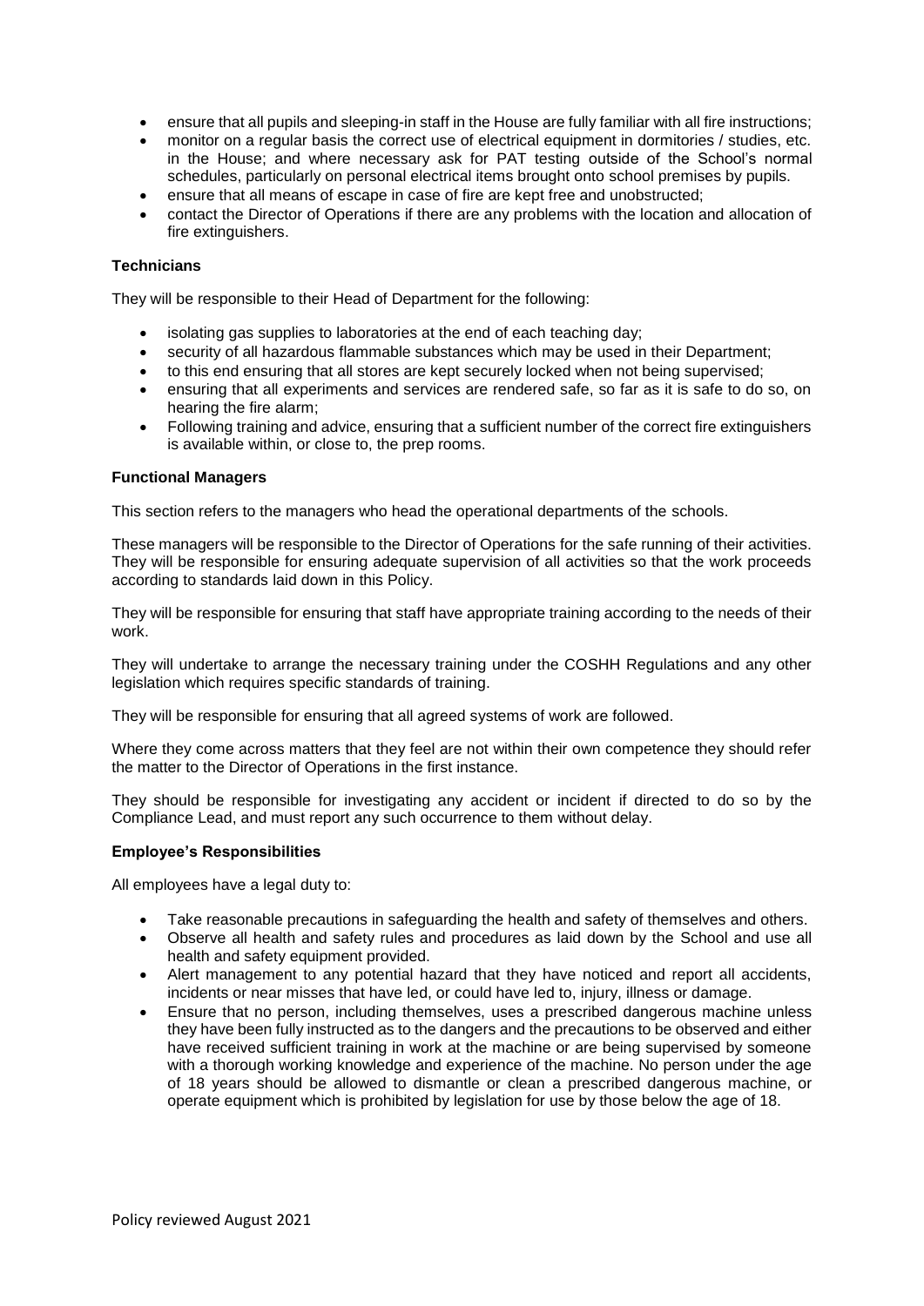- ensure that all pupils and sleeping-in staff in the House are fully familiar with all fire instructions;
- monitor on a regular basis the correct use of electrical equipment in dormitories / studies, etc. in the House; and where necessary ask for PAT testing outside of the School's normal schedules, particularly on personal electrical items brought onto school premises by pupils.
- ensure that all means of escape in case of fire are kept free and unobstructed;
- contact the Director of Operations if there are any problems with the location and allocation of fire extinguishers.

**Technicians**

They will be responsible to their Head of Department for the following:

- isolating gas supplies to laboratories at the end of each teaching day;
- security of all hazardous flammable substances which may be used in their Department;
- to this end ensuring that all stores are kept securely locked when not being supervised;
- ensuring that all experiments and services are rendered safe, so far as it is safe to do so, on hearing the fire alarm;
- Following training and advice, ensuring that a sufficient number of the correct fire extinguishers is available within, or close to, the prep rooms.

**Functional Managers**

This section refers to the managers who head the operational departments of the schools.

These managers will be responsible to the Director of Operations for the safe running of their activities. They will be responsible for ensuring adequate supervision of all activities so that the work proceeds according to standards laid down in this Policy.

They will be responsible for ensuring that staff have appropriate training according to the needs of their work.

They will undertake to arrange the necessary training under the COSHH Regulations and any other legislation which requires specific standards of training.

They will be responsible for ensuring that all agreed systems of work are followed.

Where they come across matters that they feel are not within their own competence they should refer the matter to the Director of Operations in the first instance.

They should be responsible for investigating any accident or incident if directed to do so by the Compliance Lead, and must report any such occurrence to them without delay.

**Employee's Responsibilities**

All employees have a legal duty to:

- Take reasonable precautions in safeguarding the health and safety of themselves and others.
- Observe all health and safety rules and procedures as laid down by the School and use all health and safety equipment provided.
- Alert management to any potential hazard that they have noticed and report all accidents, incidents or near misses that have led, or could have led to, injury, illness or damage.
- Ensure that no person, including themselves, uses a prescribed dangerous machine unless they have been fully instructed as to the dangers and the precautions to be observed and either have received sufficient training in work at the machine or are being supervised by someone with a thorough working knowledge and experience of the machine. No person under the age of 18 years should be allowed to dismantle or clean a prescribed dangerous machine, or operate equipment which is prohibited by legislation for use by those below the age of 18.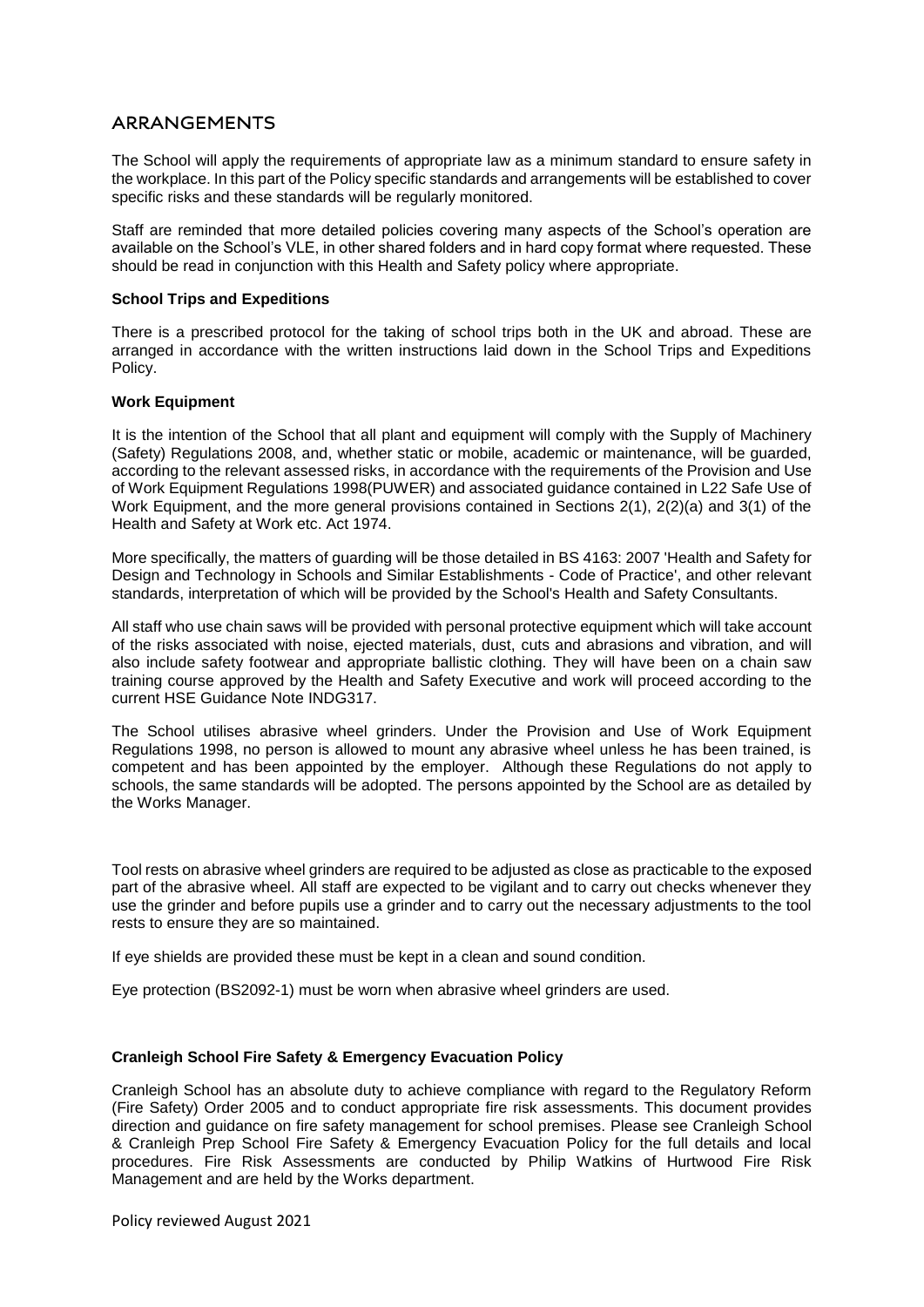## ARRANGEMENTS

The School will apply the requirements of appropriate law as a minimum standard to ensure safety in the workplace. In this part of the Policy specific standards and arrangements will be established to cover specific risks and these standards will be regularly monitored.

Staff are reminded that more detailed policies covering many aspects of the School's operation are available on the School's VLE, in other shared folders and in hard copy format where requested. These should be read in conjunction with this Health and Safety policy where appropriate.

**School Trips and Expeditions**

There is a prescribed protocol for the taking of school trips both in the UK and abroad. These are arranged in accordance with the written instructions laid down in the School Trips and Expeditions Policy.

**Work Equipment**

It is the intention of the School that all plant and equipment will comply with the Supply of Machinery (Safety) Regulations 2008, and, whether static or mobile, academic or maintenance, will be guarded, according to the relevant assessed risks, in accordance with the requirements of the Provision and Use of Work Equipment Regulations 1998(PUWER) and associated guidance contained in L22 Safe Use of Work Equipment, and the more general provisions contained in Sections 2(1), 2(2)(a) and 3(1) of the Health and Safety at Work etc. Act 1974.

More specifically, the matters of guarding will be those detailed in BS 4163: 2007 'Health and Safety for Design and Technology in Schools and Similar Establishments - Code of Practice', and other relevant standards, interpretation of which will be provided by the School's Health and Safety Consultants.

All staff who use chain saws will be provided with personal protective equipment which will take account of the risks associated with noise, ejected materials, dust, cuts and abrasions and vibration, and will also include safety footwear and appropriate ballistic clothing. They will have been on a chain saw training course approved by the Health and Safety Executive and work will proceed according to the current HSE Guidance Note INDG317.

The School utilises abrasive wheel grinders. Under the Provision and Use of Work Equipment Regulations 1998, no person is allowed to mount any abrasive wheel unless he has been trained, is competent and has been appointed by the employer. Although these Regulations do not apply to schools, the same standards will be adopted. The persons appointed by the School are as detailed by the Works Manager.

Tool rests on abrasive wheel grinders are required to be adjusted as close as practicable to the exposed part of the abrasive wheel. All staff are expected to be vigilant and to carry out checks whenever they use the grinder and before pupils use a grinder and to carry out the necessary adjustments to the tool rests to ensure they are so maintained.

If eye shields are provided these must be kept in a clean and sound condition.

Eye protection (BS2092-1) must be worn when abrasive wheel grinders are used.

**Cranleigh School Fire Safety & Emergency Evacuation Policy**

Cranleigh School has an absolute duty to achieve compliance with regard to the Regulatory Reform (Fire Safety) Order 2005 and to conduct appropriate fire risk assessments. This document provides direction and guidance on fire safety management for school premises. Please see Cranleigh School & Cranleigh Prep School Fire Safety & Emergency Evacuation Policy for the full details and local procedures. Fire Risk Assessments are conducted by Philip Watkins of Hurtwood Fire Risk Management and are held by the Works department.

Policy reviewed August 2021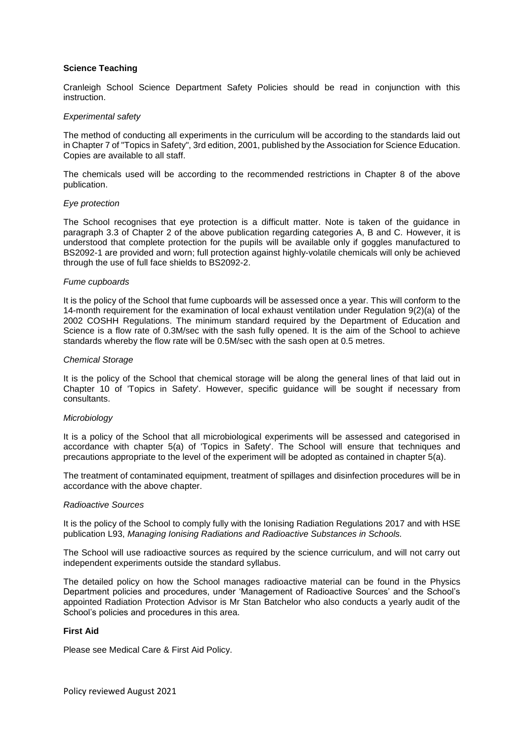**Science Teaching**

Cranleigh School Science Department Safety Policies should be read in conjunction with this instruction.

*Experimental safety*

The method of conducting all experiments in the curriculum will be according to the standards laid out in Chapter 7 of "Topics in Safety", 3rd edition, 2001, published by the Association for Science Education. Copies are available to all staff.

The chemicals used will be according to the recommended restrictions in Chapter 8 of the above publication.

*Eye protection*

The School recognises that eye protection is a difficult matter. Note is taken of the guidance in paragraph 3.3 of Chapter 2 of the above publication regarding categories A, B and C. However, it is understood that complete protection for the pupils will be available only if goggles manufactured to BS2092-1 are provided and worn; full protection against highly-volatile chemicals will only be achieved through the use of full face shields to BS2092-2.

*Fume cupboards*

It is the policy of the School that fume cupboards will be assessed once a year. This will conform to the 14-month requirement for the examination of local exhaust ventilation under Regulation 9(2)(a) of the 2002 COSHH Regulations. The minimum standard required by the Department of Education and Science is a flow rate of 0.3M/sec with the sash fully opened. It is the aim of the School to achieve standards whereby the flow rate will be 0.5M/sec with the sash open at 0.5 metres.

*Chemical Storage*

It is the policy of the School that chemical storage will be along the general lines of that laid out in Chapter 10 of 'Topics in Safety'. However, specific guidance will be sought if necessary from consultants.

*Microbiology*

It is a policy of the School that all microbiological experiments will be assessed and categorised in accordance with chapter 5(a) of 'Topics in Safety'. The School will ensure that techniques and precautions appropriate to the level of the experiment will be adopted as contained in chapter 5(a).

The treatment of contaminated equipment, treatment of spillages and disinfection procedures will be in accordance with the above chapter.

*Radioactive Sources*

It is the policy of the School to comply fully with the Ionising Radiation Regulations 2017 and with HSE publication L93, *Managing Ionising Radiations and Radioactive Substances in Schools.*

The School will use radioactive sources as required by the science curriculum, and will not carry out independent experiments outside the standard syllabus.

The detailed policy on how the School manages radioactive material can be found in the Physics Department policies and procedures, under 'Management of Radioactive Sources' and the School's appointed Radiation Protection Advisor is Mr Stan Batchelor who also conducts a yearly audit of the School's policies and procedures in this area.

**First Aid**

Please see Medical Care & First Aid Policy.

Policy reviewed August 2021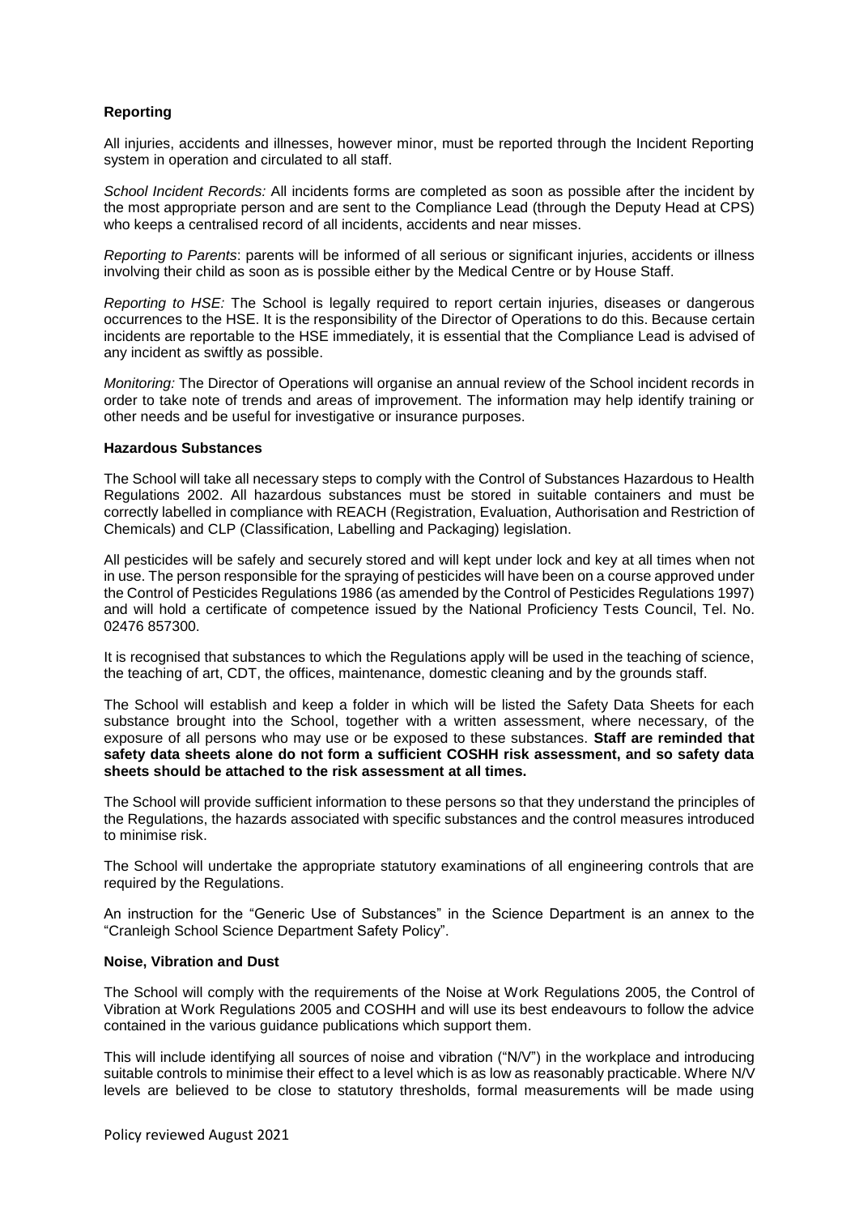**Reporting**

All injuries, accidents and illnesses, however minor, must be reported through the Incident Reporting system in operation and circulated to all staff.

*School Incident Records:* All incidents forms are completed as soon as possible after the incident by the most appropriate person and are sent to the Compliance Lead (through the Deputy Head at CPS) who keeps a centralised record of all incidents, accidents and near misses.

*Reporting to Parents*: parents will be informed of all serious or significant injuries, accidents or illness involving their child as soon as is possible either by the Medical Centre or by House Staff.

*Reporting to HSE:* The School is legally required to report certain injuries, diseases or dangerous occurrences to the HSE. It is the responsibility of the Director of Operations to do this. Because certain incidents are reportable to the HSE immediately, it is essential that the Compliance Lead is advised of any incident as swiftly as possible.

*Monitoring:* The Director of Operations will organise an annual review of the School incident records in order to take note of trends and areas of improvement. The information may help identify training or other needs and be useful for investigative or insurance purposes.

**Hazardous Substances**

The School will take all necessary steps to comply with the Control of Substances Hazardous to Health Regulations 2002. All hazardous substances must be stored in suitable containers and must be correctly labelled in compliance with REACH (Registration, Evaluation, Authorisation and Restriction of Chemicals) and CLP (Classification, Labelling and Packaging) legislation.

All pesticides will be safely and securely stored and will kept under lock and key at all times when not in use. The person responsible for the spraying of pesticides will have been on a course approved under the Control of Pesticides Regulations 1986 (as amended by the Control of Pesticides Regulations 1997) and will hold a certificate of competence issued by the National Proficiency Tests Council, Tel. No. 02476 857300.

It is recognised that substances to which the Regulations apply will be used in the teaching of science, the teaching of art, CDT, the offices, maintenance, domestic cleaning and by the grounds staff.

The School will establish and keep a folder in which will be listed the Safety Data Sheets for each substance brought into the School, together with a written assessment, where necessary, of the exposure of all persons who may use or be exposed to these substances. **Staff are reminded that safety data sheets alone do not form a sufficient COSHH risk assessment, and so safety data sheets should be attached to the risk assessment at all times.**

The School will provide sufficient information to these persons so that they understand the principles of the Regulations, the hazards associated with specific substances and the control measures introduced to minimise risk.

The School will undertake the appropriate statutory examinations of all engineering controls that are required by the Regulations.

An instruction for the "Generic Use of Substances" in the Science Department is an annex to the "Cranleigh School Science Department Safety Policy".

**Noise, Vibration and Dust**

The School will comply with the requirements of the Noise at Work Regulations 2005, the Control of Vibration at Work Regulations 2005 and COSHH and will use its best endeavours to follow the advice contained in the various guidance publications which support them.

This will include identifying all sources of noise and vibration ("N/V") in the workplace and introducing suitable controls to minimise their effect to a level which is as low as reasonably practicable. Where N/V levels are believed to be close to statutory thresholds, formal measurements will be made using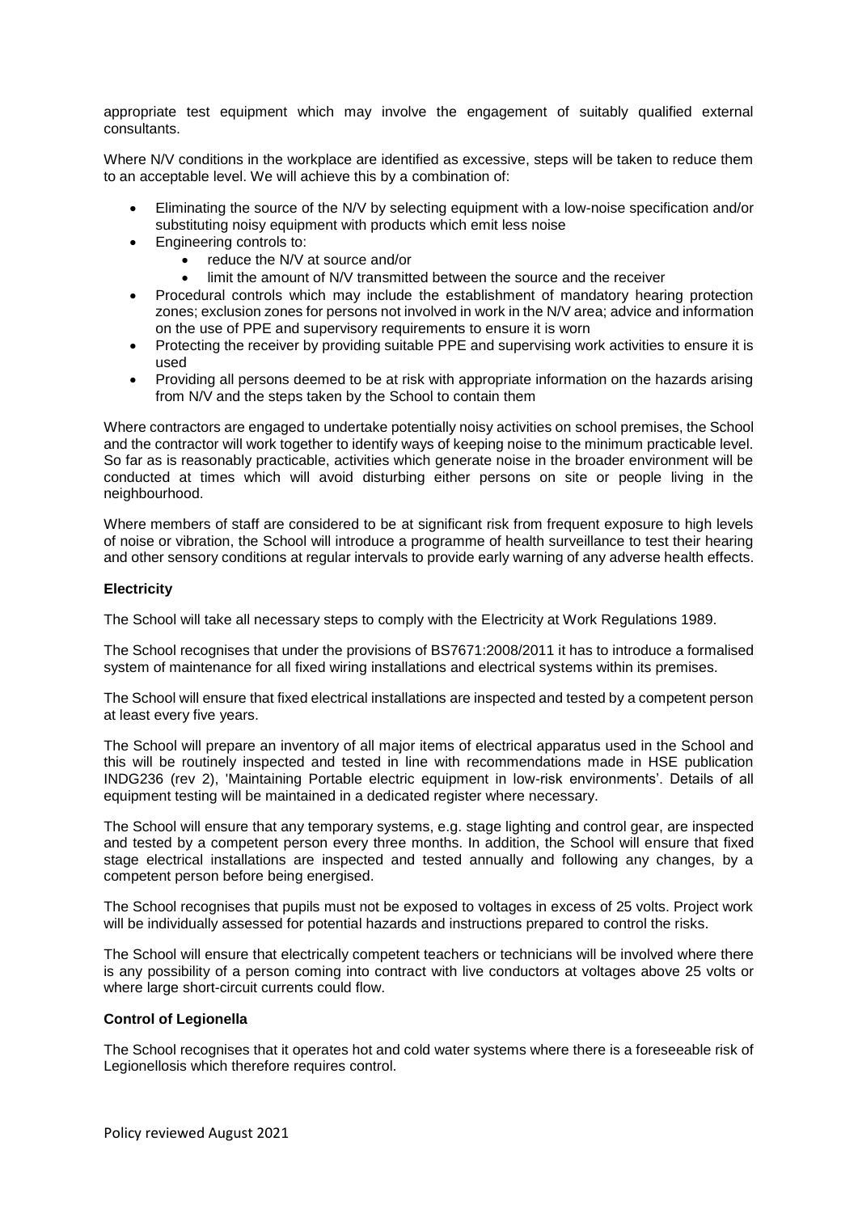appropriate test equipment which may involve the engagement of suitably qualified external consultants.

Where N/V conditions in the workplace are identified as excessive, steps will be taken to reduce them to an acceptable level. We will achieve this by a combination of:

- Eliminating the source of the N/V by selecting equipment with a low-noise specification and/or substituting noisy equipment with products which emit less noise
- Engineering controls to:
  - reduce the N/V at source and/or
  - limit the amount of N/V transmitted between the source and the receiver
- Procedural controls which may include the establishment of mandatory hearing protection zones; exclusion zones for persons not involved in work in the N/V area; advice and information on the use of PPE and supervisory requirements to ensure it is worn
- Protecting the receiver by providing suitable PPE and supervising work activities to ensure it is used
- Providing all persons deemed to be at risk with appropriate information on the hazards arising from N/V and the steps taken by the School to contain them

Where contractors are engaged to undertake potentially noisy activities on school premises, the School and the contractor will work together to identify ways of keeping noise to the minimum practicable level. So far as is reasonably practicable, activities which generate noise in the broader environment will be conducted at times which will avoid disturbing either persons on site or people living in the neighbourhood.

Where members of staff are considered to be at significant risk from frequent exposure to high levels of noise or vibration, the School will introduce a programme of health surveillance to test their hearing and other sensory conditions at regular intervals to provide early warning of any adverse health effects.

**Electricity**

The School will take all necessary steps to comply with the Electricity at Work Regulations 1989.

The School recognises that under the provisions of BS7671:2008/2011 it has to introduce a formalised system of maintenance for all fixed wiring installations and electrical systems within its premises.

The School will ensure that fixed electrical installations are inspected and tested by a competent person at least every five years.

The School will prepare an inventory of all major items of electrical apparatus used in the School and this will be routinely inspected and tested in line with recommendations made in HSE publication INDG236 (rev 2), 'Maintaining Portable electric equipment in low-risk environments'. Details of all equipment testing will be maintained in a dedicated register where necessary.

The School will ensure that any temporary systems, e.g. stage lighting and control gear, are inspected and tested by a competent person every three months. In addition, the School will ensure that fixed stage electrical installations are inspected and tested annually and following any changes, by a competent person before being energised.

The School recognises that pupils must not be exposed to voltages in excess of 25 volts. Project work will be individually assessed for potential hazards and instructions prepared to control the risks.

The School will ensure that electrically competent teachers or technicians will be involved where there is any possibility of a person coming into contract with live conductors at voltages above 25 volts or where large short-circuit currents could flow.

**Control of Legionella**

The School recognises that it operates hot and cold water systems where there is a foreseeable risk of Legionellosis which therefore requires control.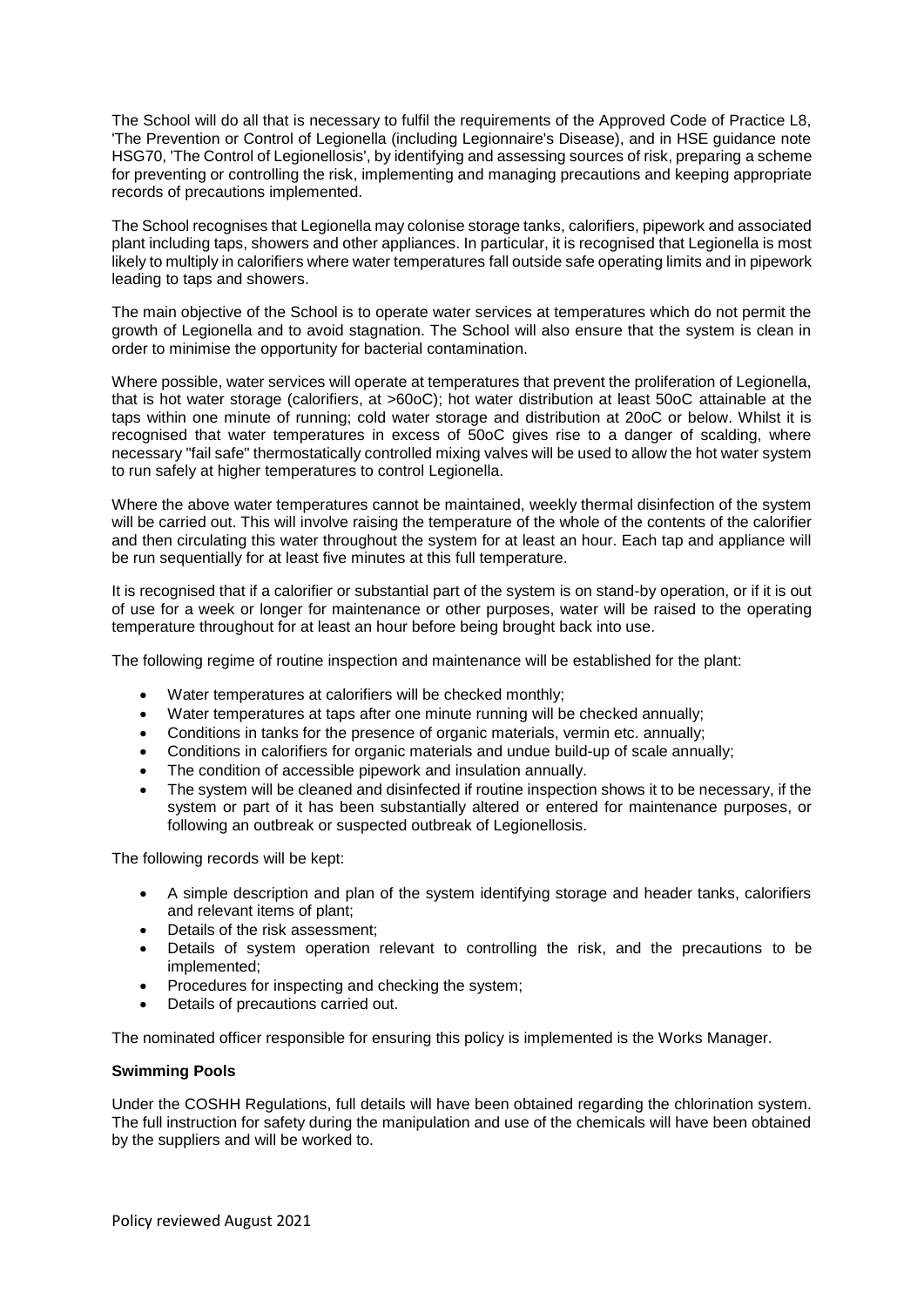The School will do all that is necessary to fulfil the requirements of the Approved Code of Practice L8, 'The Prevention or Control of Legionella (including Legionnaire's Disease), and in HSE guidance note HSG70, 'The Control of Legionellosis', by identifying and assessing sources of risk, preparing a scheme for preventing or controlling the risk, implementing and managing precautions and keeping appropriate records of precautions implemented.

The School recognises that Legionella may colonise storage tanks, calorifiers, pipework and associated plant including taps, showers and other appliances. In particular, it is recognised that Legionella is most likely to multiply in calorifiers where water temperatures fall outside safe operating limits and in pipework leading to taps and showers.

The main objective of the School is to operate water services at temperatures which do not permit the growth of Legionella and to avoid stagnation. The School will also ensure that the system is clean in order to minimise the opportunity for bacterial contamination.

Where possible, water services will operate at temperatures that prevent the proliferation of Legionella, that is hot water storage (calorifiers, at >60oC); hot water distribution at least 50oC attainable at the taps within one minute of running; cold water storage and distribution at 20oC or below. Whilst it is recognised that water temperatures in excess of 50oC gives rise to a danger of scalding, where necessary "fail safe" thermostatically controlled mixing valves will be used to allow the hot water system to run safely at higher temperatures to control Legionella.

Where the above water temperatures cannot be maintained, weekly thermal disinfection of the system will be carried out. This will involve raising the temperature of the whole of the contents of the calorifier and then circulating this water throughout the system for at least an hour. Each tap and appliance will be run sequentially for at least five minutes at this full temperature.

It is recognised that if a calorifier or substantial part of the system is on stand-by operation, or if it is out of use for a week or longer for maintenance or other purposes, water will be raised to the operating temperature throughout for at least an hour before being brought back into use.

The following regime of routine inspection and maintenance will be established for the plant:

- Water temperatures at calorifiers will be checked monthly;
- Water temperatures at taps after one minute running will be checked annually;
- Conditions in tanks for the presence of organic materials, vermin etc. annually;
- Conditions in calorifiers for organic materials and undue build-up of scale annually;
- The condition of accessible pipework and insulation annually.
- The system will be cleaned and disinfected if routine inspection shows it to be necessary, if the system or part of it has been substantially altered or entered for maintenance purposes, or following an outbreak or suspected outbreak of Legionellosis.

The following records will be kept:

- A simple description and plan of the system identifying storage and header tanks, calorifiers and relevant items of plant;
- Details of the risk assessment;
- Details of system operation relevant to controlling the risk, and the precautions to be implemented;
- Procedures for inspecting and checking the system;
- Details of precautions carried out.

The nominated officer responsible for ensuring this policy is implemented is the Works Manager.

**Swimming Pools**

Under the COSHH Regulations, full details will have been obtained regarding the chlorination system. The full instruction for safety during the manipulation and use of the chemicals will have been obtained by the suppliers and will be worked to.

Policy reviewed August 2021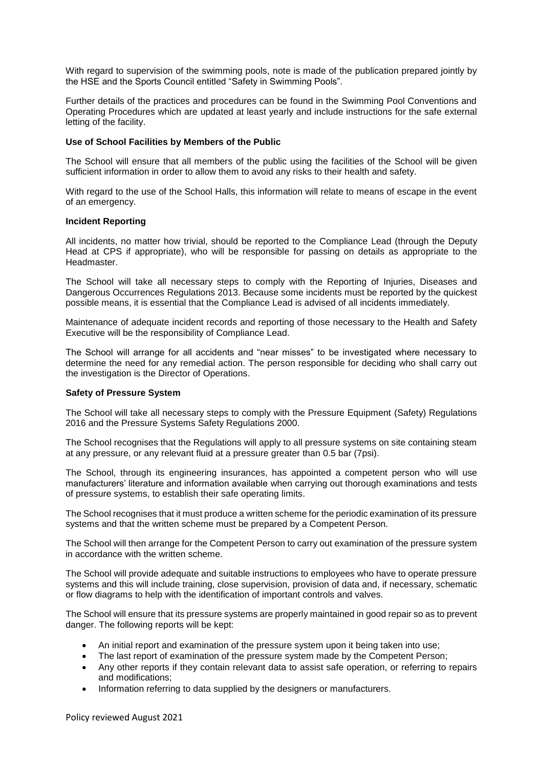With regard to supervision of the swimming pools, note is made of the publication prepared jointly by the HSE and the Sports Council entitled "Safety in Swimming Pools".

Further details of the practices and procedures can be found in the Swimming Pool Conventions and Operating Procedures which are updated at least yearly and include instructions for the safe external letting of the facility.

**Use of School Facilities by Members of the Public**

The School will ensure that all members of the public using the facilities of the School will be given sufficient information in order to allow them to avoid any risks to their health and safety.

With regard to the use of the School Halls, this information will relate to means of escape in the event of an emergency.

**Incident Reporting**

All incidents, no matter how trivial, should be reported to the Compliance Lead (through the Deputy Head at CPS if appropriate), who will be responsible for passing on details as appropriate to the Headmaster.

The School will take all necessary steps to comply with the Reporting of Injuries, Diseases and Dangerous Occurrences Regulations 2013. Because some incidents must be reported by the quickest possible means, it is essential that the Compliance Lead is advised of all incidents immediately.

Maintenance of adequate incident records and reporting of those necessary to the Health and Safety Executive will be the responsibility of Compliance Lead.

The School will arrange for all accidents and "near misses" to be investigated where necessary to determine the need for any remedial action. The person responsible for deciding who shall carry out the investigation is the Director of Operations.

**Safety of Pressure System**

The School will take all necessary steps to comply with the Pressure Equipment (Safety) Regulations 2016 and the Pressure Systems Safety Regulations 2000.

The School recognises that the Regulations will apply to all pressure systems on site containing steam at any pressure, or any relevant fluid at a pressure greater than 0.5 bar (7psi).

The School, through its engineering insurances, has appointed a competent person who will use manufacturers' literature and information available when carrying out thorough examinations and tests of pressure systems, to establish their safe operating limits.

The School recognises that it must produce a written scheme for the periodic examination of its pressure systems and that the written scheme must be prepared by a Competent Person.

The School will then arrange for the Competent Person to carry out examination of the pressure system in accordance with the written scheme.

The School will provide adequate and suitable instructions to employees who have to operate pressure systems and this will include training, close supervision, provision of data and, if necessary, schematic or flow diagrams to help with the identification of important controls and valves.

The School will ensure that its pressure systems are properly maintained in good repair so as to prevent danger. The following reports will be kept:

- An initial report and examination of the pressure system upon it being taken into use;
- The last report of examination of the pressure system made by the Competent Person;
- Any other reports if they contain relevant data to assist safe operation, or referring to repairs and modifications;
- Information referring to data supplied by the designers or manufacturers.

Policy reviewed August 2021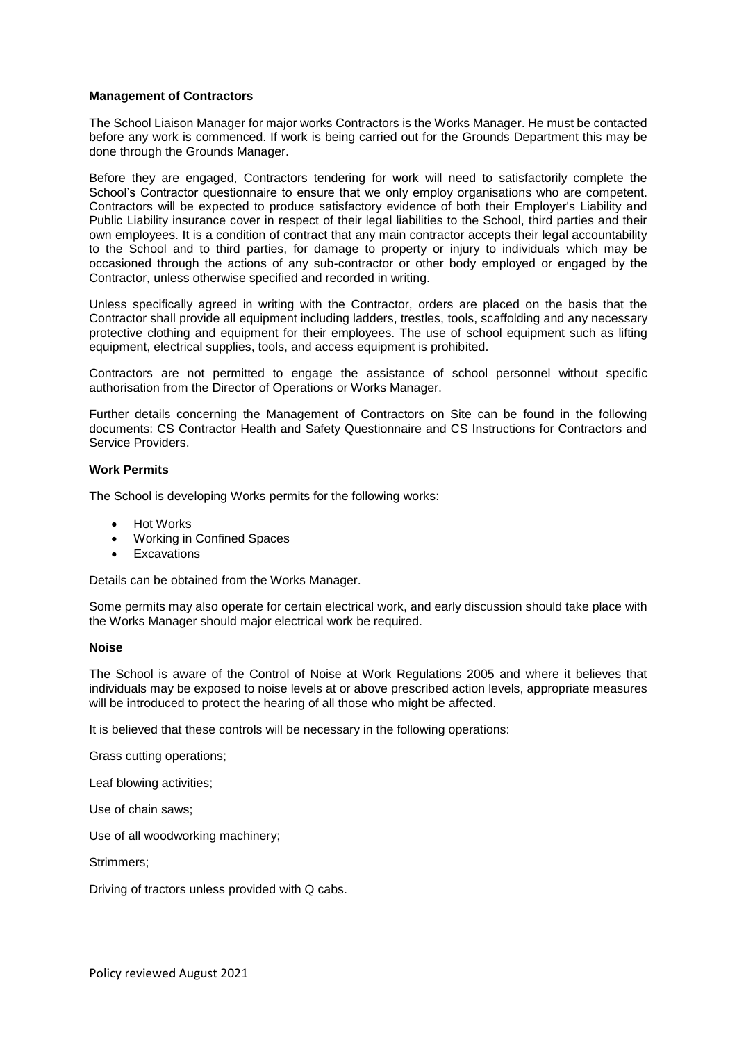**Management of Contractors**

The School Liaison Manager for major works Contractors is the Works Manager. He must be contacted before any work is commenced. If work is being carried out for the Grounds Department this may be done through the Grounds Manager.

Before they are engaged, Contractors tendering for work will need to satisfactorily complete the School's Contractor questionnaire to ensure that we only employ organisations who are competent. Contractors will be expected to produce satisfactory evidence of both their Employer's Liability and Public Liability insurance cover in respect of their legal liabilities to the School, third parties and their own employees. It is a condition of contract that any main contractor accepts their legal accountability to the School and to third parties, for damage to property or injury to individuals which may be occasioned through the actions of any sub-contractor or other body employed or engaged by the Contractor, unless otherwise specified and recorded in writing.

Unless specifically agreed in writing with the Contractor, orders are placed on the basis that the Contractor shall provide all equipment including ladders, trestles, tools, scaffolding and any necessary protective clothing and equipment for their employees. The use of school equipment such as lifting equipment, electrical supplies, tools, and access equipment is prohibited.

Contractors are not permitted to engage the assistance of school personnel without specific authorisation from the Director of Operations or Works Manager.

Further details concerning the Management of Contractors on Site can be found in the following documents: CS Contractor Health and Safety Questionnaire and CS Instructions for Contractors and Service Providers.

**Work Permits**

The School is developing Works permits for the following works:

- Hot Works
- Working in Confined Spaces
- Excavations

Details can be obtained from the Works Manager.

Some permits may also operate for certain electrical work, and early discussion should take place with the Works Manager should major electrical work be required.

**Noise**

The School is aware of the Control of Noise at Work Regulations 2005 and where it believes that individuals may be exposed to noise levels at or above prescribed action levels, appropriate measures will be introduced to protect the hearing of all those who might be affected.

It is believed that these controls will be necessary in the following operations:

Grass cutting operations;

Leaf blowing activities;

Use of chain saws;

Use of all woodworking machinery;

Strimmers;

Driving of tractors unless provided with Q cabs.

Policy reviewed August 2021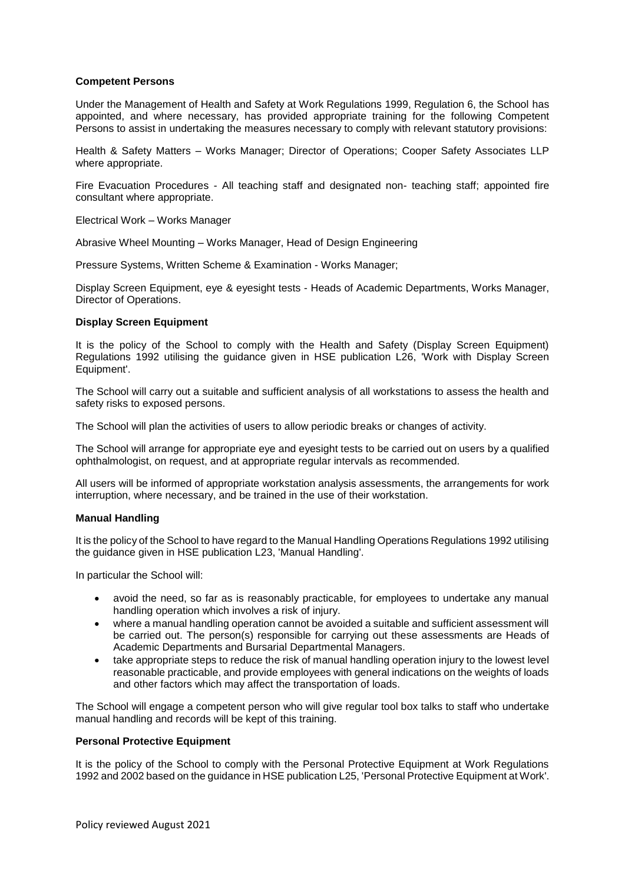**Competent Persons**

Under the Management of Health and Safety at Work Regulations 1999, Regulation 6, the School has appointed, and where necessary, has provided appropriate training for the following Competent Persons to assist in undertaking the measures necessary to comply with relevant statutory provisions:

Health & Safety Matters – Works Manager; Director of Operations; Cooper Safety Associates LLP where appropriate.

Fire Evacuation Procedures - All teaching staff and designated non- teaching staff; appointed fire consultant where appropriate.

Electrical Work – Works Manager

Abrasive Wheel Mounting – Works Manager, Head of Design Engineering

Pressure Systems, Written Scheme & Examination - Works Manager;

Display Screen Equipment, eye & eyesight tests - Heads of Academic Departments, Works Manager, Director of Operations.

**Display Screen Equipment**

It is the policy of the School to comply with the Health and Safety (Display Screen Equipment) Regulations 1992 utilising the guidance given in HSE publication L26, 'Work with Display Screen Equipment'.

The School will carry out a suitable and sufficient analysis of all workstations to assess the health and safety risks to exposed persons.

The School will plan the activities of users to allow periodic breaks or changes of activity.

The School will arrange for appropriate eye and eyesight tests to be carried out on users by a qualified ophthalmologist, on request, and at appropriate regular intervals as recommended.

All users will be informed of appropriate workstation analysis assessments, the arrangements for work interruption, where necessary, and be trained in the use of their workstation.

**Manual Handling**

It is the policy of the School to have regard to the Manual Handling Operations Regulations 1992 utilising the guidance given in HSE publication L23, 'Manual Handling'.

In particular the School will:

- avoid the need, so far as is reasonably practicable, for employees to undertake any manual handling operation which involves a risk of injury.
- where a manual handling operation cannot be avoided a suitable and sufficient assessment will be carried out. The person(s) responsible for carrying out these assessments are Heads of Academic Departments and Bursarial Departmental Managers.
- take appropriate steps to reduce the risk of manual handling operation injury to the lowest level reasonable practicable, and provide employees with general indications on the weights of loads and other factors which may affect the transportation of loads.

The School will engage a competent person who will give regular tool box talks to staff who undertake manual handling and records will be kept of this training.

**Personal Protective Equipment**

It is the policy of the School to comply with the Personal Protective Equipment at Work Regulations 1992 and 2002 based on the guidance in HSE publication L25, 'Personal Protective Equipment at Work'.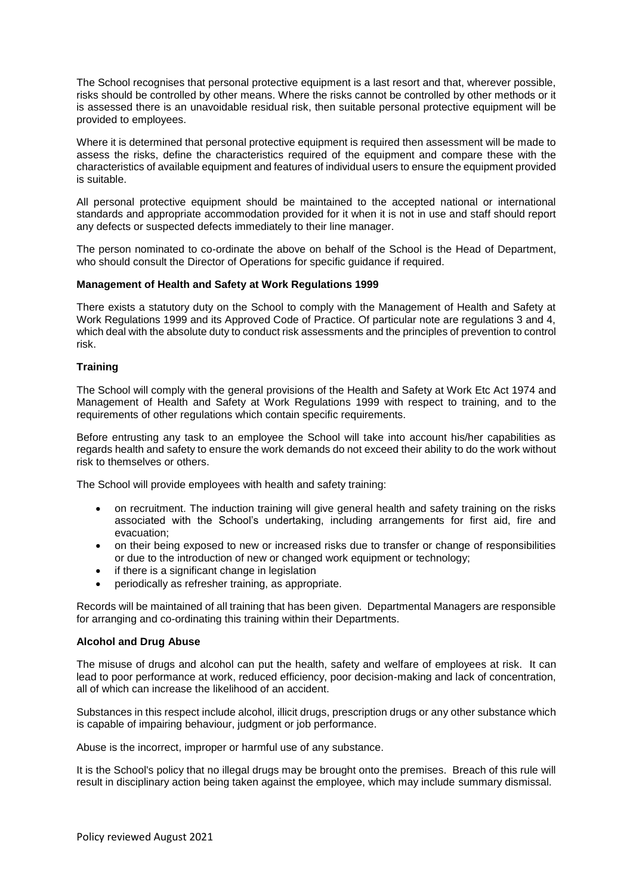The School recognises that personal protective equipment is a last resort and that, wherever possible, risks should be controlled by other means. Where the risks cannot be controlled by other methods or it is assessed there is an unavoidable residual risk, then suitable personal protective equipment will be provided to employees.

Where it is determined that personal protective equipment is required then assessment will be made to assess the risks, define the characteristics required of the equipment and compare these with the characteristics of available equipment and features of individual users to ensure the equipment provided is suitable.

All personal protective equipment should be maintained to the accepted national or international standards and appropriate accommodation provided for it when it is not in use and staff should report any defects or suspected defects immediately to their line manager.

The person nominated to co-ordinate the above on behalf of the School is the Head of Department, who should consult the Director of Operations for specific guidance if required.

**Management of Health and Safety at Work Regulations 1999**

There exists a statutory duty on the School to comply with the Management of Health and Safety at Work Regulations 1999 and its Approved Code of Practice. Of particular note are regulations 3 and 4, which deal with the absolute duty to conduct risk assessments and the principles of prevention to control risk.

**Training**

The School will comply with the general provisions of the Health and Safety at Work Etc Act 1974 and Management of Health and Safety at Work Regulations 1999 with respect to training, and to the requirements of other regulations which contain specific requirements.

Before entrusting any task to an employee the School will take into account his/her capabilities as regards health and safety to ensure the work demands do not exceed their ability to do the work without risk to themselves or others.

The School will provide employees with health and safety training:

- on recruitment. The induction training will give general health and safety training on the risks associated with the School's undertaking, including arrangements for first aid, fire and evacuation;
- on their being exposed to new or increased risks due to transfer or change of responsibilities or due to the introduction of new or changed work equipment or technology;
- if there is a significant change in legislation
- periodically as refresher training, as appropriate.

Records will be maintained of all training that has been given. Departmental Managers are responsible for arranging and co-ordinating this training within their Departments.

**Alcohol and Drug Abuse**

The misuse of drugs and alcohol can put the health, safety and welfare of employees at risk. It can lead to poor performance at work, reduced efficiency, poor decision-making and lack of concentration, all of which can increase the likelihood of an accident.

Substances in this respect include alcohol, illicit drugs, prescription drugs or any other substance which is capable of impairing behaviour, judgment or job performance.

Abuse is the incorrect, improper or harmful use of any substance.

It is the School's policy that no illegal drugs may be brought onto the premises. Breach of this rule will result in disciplinary action being taken against the employee, which may include summary dismissal.

Policy reviewed August 2021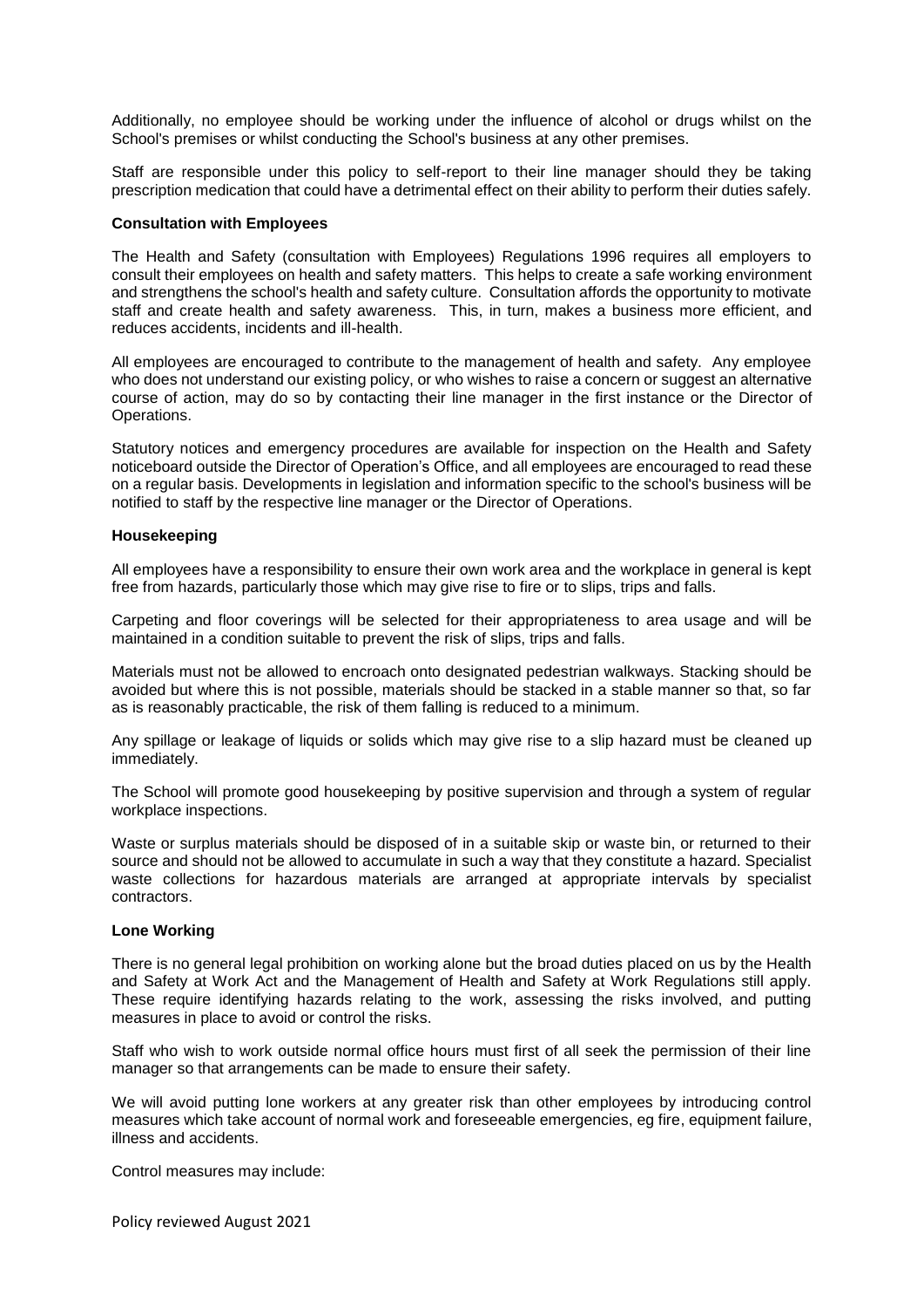Additionally, no employee should be working under the influence of alcohol or drugs whilst on the School's premises or whilst conducting the School's business at any other premises.

Staff are responsible under this policy to self-report to their line manager should they be taking prescription medication that could have a detrimental effect on their ability to perform their duties safely.

**Consultation with Employees**

The Health and Safety (consultation with Employees) Regulations 1996 requires all employers to consult their employees on health and safety matters. This helps to create a safe working environment and strengthens the school's health and safety culture. Consultation affords the opportunity to motivate staff and create health and safety awareness. This, in turn, makes a business more efficient, and reduces accidents, incidents and ill-health.

All employees are encouraged to contribute to the management of health and safety. Any employee who does not understand our existing policy, or who wishes to raise a concern or suggest an alternative course of action, may do so by contacting their line manager in the first instance or the Director of Operations.

Statutory notices and emergency procedures are available for inspection on the Health and Safety noticeboard outside the Director of Operation's Office, and all employees are encouraged to read these on a regular basis. Developments in legislation and information specific to the school's business will be notified to staff by the respective line manager or the Director of Operations.

**Housekeeping**

All employees have a responsibility to ensure their own work area and the workplace in general is kept free from hazards, particularly those which may give rise to fire or to slips, trips and falls.

Carpeting and floor coverings will be selected for their appropriateness to area usage and will be maintained in a condition suitable to prevent the risk of slips, trips and falls.

Materials must not be allowed to encroach onto designated pedestrian walkways. Stacking should be avoided but where this is not possible, materials should be stacked in a stable manner so that, so far as is reasonably practicable, the risk of them falling is reduced to a minimum.

Any spillage or leakage of liquids or solids which may give rise to a slip hazard must be cleaned up immediately.

The School will promote good housekeeping by positive supervision and through a system of regular workplace inspections.

Waste or surplus materials should be disposed of in a suitable skip or waste bin, or returned to their source and should not be allowed to accumulate in such a way that they constitute a hazard. Specialist waste collections for hazardous materials are arranged at appropriate intervals by specialist contractors.

**Lone Working**

There is no general legal prohibition on working alone but the broad duties placed on us by the Health and Safety at Work Act and the Management of Health and Safety at Work Regulations still apply. These require identifying hazards relating to the work, assessing the risks involved, and putting measures in place to avoid or control the risks.

Staff who wish to work outside normal office hours must first of all seek the permission of their line manager so that arrangements can be made to ensure their safety.

We will avoid putting lone workers at any greater risk than other employees by introducing control measures which take account of normal work and foreseeable emergencies, eg fire, equipment failure, illness and accidents.

Control measures may include: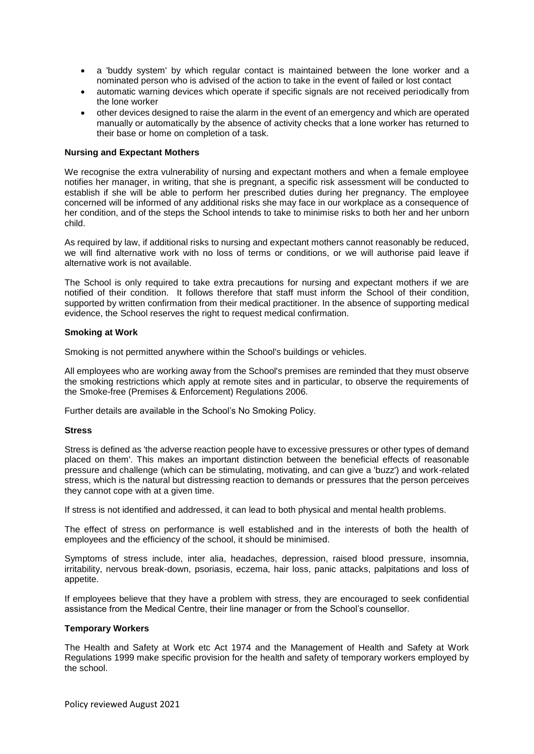- a 'buddy system' by which regular contact is maintained between the lone worker and a nominated person who is advised of the action to take in the event of failed or lost contact
- automatic warning devices which operate if specific signals are not received periodically from the lone worker
- other devices designed to raise the alarm in the event of an emergency and which are operated manually or automatically by the absence of activity checks that a lone worker has returned to their base or home on completion of a task.

**Nursing and Expectant Mothers**

We recognise the extra vulnerability of nursing and expectant mothers and when a female employee notifies her manager, in writing, that she is pregnant, a specific risk assessment will be conducted to establish if she will be able to perform her prescribed duties during her pregnancy. The employee concerned will be informed of any additional risks she may face in our workplace as a consequence of her condition, and of the steps the School intends to take to minimise risks to both her and her unborn child.

As required by law, if additional risks to nursing and expectant mothers cannot reasonably be reduced, we will find alternative work with no loss of terms or conditions, or we will authorise paid leave if alternative work is not available.

The School is only required to take extra precautions for nursing and expectant mothers if we are notified of their condition. It follows therefore that staff must inform the School of their condition, supported by written confirmation from their medical practitioner. In the absence of supporting medical evidence, the School reserves the right to request medical confirmation.

**Smoking at Work**

Smoking is not permitted anywhere within the School's buildings or vehicles.

All employees who are working away from the School's premises are reminded that they must observe the smoking restrictions which apply at remote sites and in particular, to observe the requirements of the Smoke-free (Premises & Enforcement) Regulations 2006.

Further details are available in the School's No Smoking Policy.

**Stress**

Stress is defined as 'the adverse reaction people have to excessive pressures or other types of demand placed on them'. This makes an important distinction between the beneficial effects of reasonable pressure and challenge (which can be stimulating, motivating, and can give a 'buzz') and work-related stress, which is the natural but distressing reaction to demands or pressures that the person perceives they cannot cope with at a given time.

If stress is not identified and addressed, it can lead to both physical and mental health problems.

The effect of stress on performance is well established and in the interests of both the health of employees and the efficiency of the school, it should be minimised.

Symptoms of stress include, inter alia, headaches, depression, raised blood pressure, insomnia, irritability, nervous break-down, psoriasis, eczema, hair loss, panic attacks, palpitations and loss of appetite.

If employees believe that they have a problem with stress, they are encouraged to seek confidential assistance from the Medical Centre, their line manager or from the School's counsellor.

**Temporary Workers**

The Health and Safety at Work etc Act 1974 and the Management of Health and Safety at Work Regulations 1999 make specific provision for the health and safety of temporary workers employed by the school.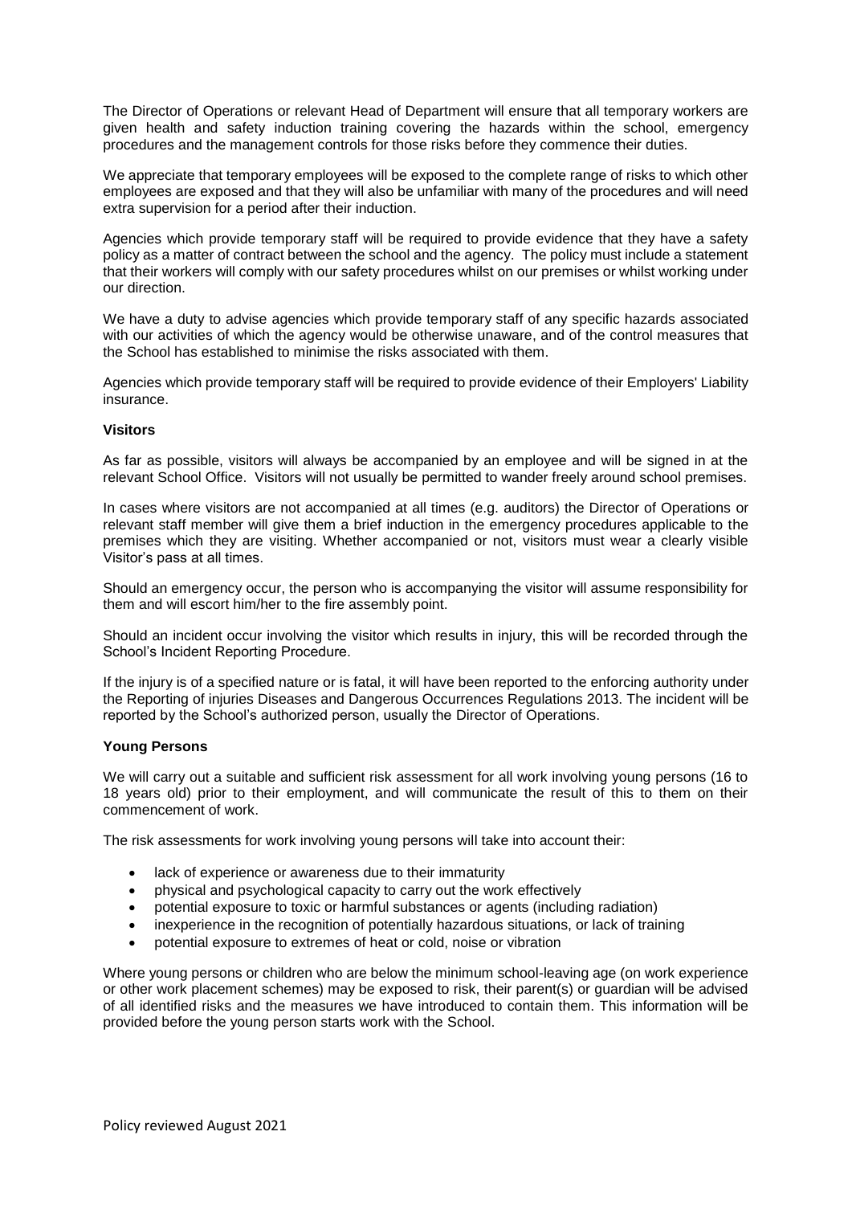The Director of Operations or relevant Head of Department will ensure that all temporary workers are given health and safety induction training covering the hazards within the school, emergency procedures and the management controls for those risks before they commence their duties.

We appreciate that temporary employees will be exposed to the complete range of risks to which other employees are exposed and that they will also be unfamiliar with many of the procedures and will need extra supervision for a period after their induction.

Agencies which provide temporary staff will be required to provide evidence that they have a safety policy as a matter of contract between the school and the agency. The policy must include a statement that their workers will comply with our safety procedures whilst on our premises or whilst working under our direction.

We have a duty to advise agencies which provide temporary staff of any specific hazards associated with our activities of which the agency would be otherwise unaware, and of the control measures that the School has established to minimise the risks associated with them.

Agencies which provide temporary staff will be required to provide evidence of their Employers' Liability insurance.

**Visitors**

As far as possible, visitors will always be accompanied by an employee and will be signed in at the relevant School Office. Visitors will not usually be permitted to wander freely around school premises.

In cases where visitors are not accompanied at all times (e.g. auditors) the Director of Operations or relevant staff member will give them a brief induction in the emergency procedures applicable to the premises which they are visiting. Whether accompanied or not, visitors must wear a clearly visible Visitor's pass at all times.

Should an emergency occur, the person who is accompanying the visitor will assume responsibility for them and will escort him/her to the fire assembly point.

Should an incident occur involving the visitor which results in injury, this will be recorded through the School's Incident Reporting Procedure.

If the injury is of a specified nature or is fatal, it will have been reported to the enforcing authority under the Reporting of injuries Diseases and Dangerous Occurrences Regulations 2013. The incident will be reported by the School's authorized person, usually the Director of Operations.

**Young Persons**

We will carry out a suitable and sufficient risk assessment for all work involving young persons (16 to 18 years old) prior to their employment, and will communicate the result of this to them on their commencement of work.

The risk assessments for work involving young persons will take into account their:

- lack of experience or awareness due to their immaturity
- physical and psychological capacity to carry out the work effectively
- potential exposure to toxic or harmful substances or agents (including radiation)
- inexperience in the recognition of potentially hazardous situations, or lack of training
- potential exposure to extremes of heat or cold, noise or vibration

Where young persons or children who are below the minimum school-leaving age (on work experience or other work placement schemes) may be exposed to risk, their parent(s) or guardian will be advised of all identified risks and the measures we have introduced to contain them. This information will be provided before the young person starts work with the School.

Policy reviewed August 2021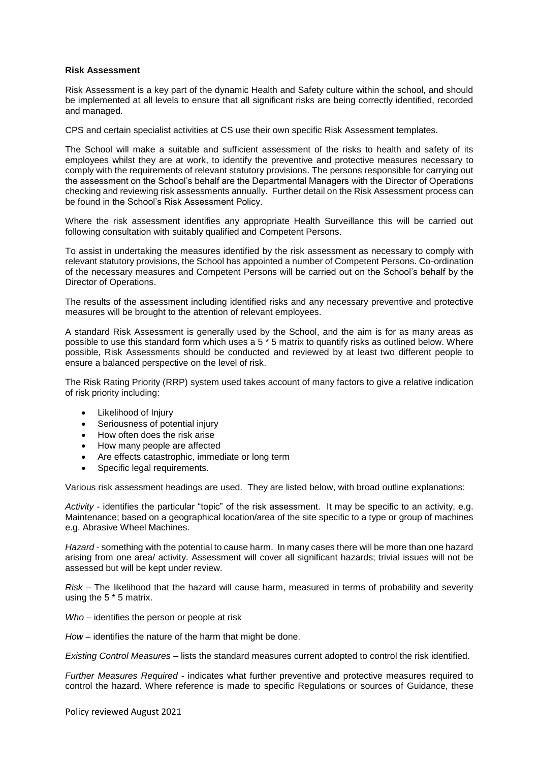**Risk Assessment**

Risk Assessment is a key part of the dynamic Health and Safety culture within the school, and should be implemented at all levels to ensure that all significant risks are being correctly identified, recorded and managed.

CPS and certain specialist activities at CS use their own specific Risk Assessment templates.

The School will make a suitable and sufficient assessment of the risks to health and safety of its employees whilst they are at work, to identify the preventive and protective measures necessary to comply with the requirements of relevant statutory provisions. The persons responsible for carrying out the assessment on the School's behalf are the Departmental Managers with the Director of Operations checking and reviewing risk assessments annually. Further detail on the Risk Assessment process can be found in the School's Risk Assessment Policy.

Where the risk assessment identifies any appropriate Health Surveillance this will be carried out following consultation with suitably qualified and Competent Persons.

To assist in undertaking the measures identified by the risk assessment as necessary to comply with relevant statutory provisions, the School has appointed a number of Competent Persons. Co-ordination of the necessary measures and Competent Persons will be carried out on the School's behalf by the Director of Operations.

The results of the assessment including identified risks and any necessary preventive and protective measures will be brought to the attention of relevant employees.

A standard Risk Assessment is generally used by the School, and the aim is for as many areas as possible to use this standard form which uses a 5 * 5 matrix to quantify risks as outlined below. Where possible, Risk Assessments should be conducted and reviewed by at least two different people to ensure a balanced perspective on the level of risk.

The Risk Rating Priority (RRP) system used takes account of many factors to give a relative indication of risk priority including:

- Likelihood of Injury
- Seriousness of potential injury
- How often does the risk arise
- How many people are affected
- Are effects catastrophic, immediate or long term
- Specific legal requirements.

Various risk assessment headings are used. They are listed below, with broad outline explanations:

*Activity* - identifies the particular "topic" of the risk assessment. It may be specific to an activity, e.g. Maintenance; based on a geographical location/area of the site specific to a type or group of machines e.g. Abrasive Wheel Machines.

*Hazard* - something with the potential to cause harm. In many cases there will be more than one hazard arising from one area/ activity. Assessment will cover all significant hazards; trivial issues will not be assessed but will be kept under review.

*Risk* – The likelihood that the hazard will cause harm, measured in terms of probability and severity using the 5 * 5 matrix.

*Who* – identifies the person or people at risk

*How* – identifies the nature of the harm that might be done.

*Existing Control Measures* – lists the standard measures current adopted to control the risk identified.

*Further Measures Required* - indicates what further preventive and protective measures required to control the hazard. Where reference is made to specific Regulations or sources of Guidance, these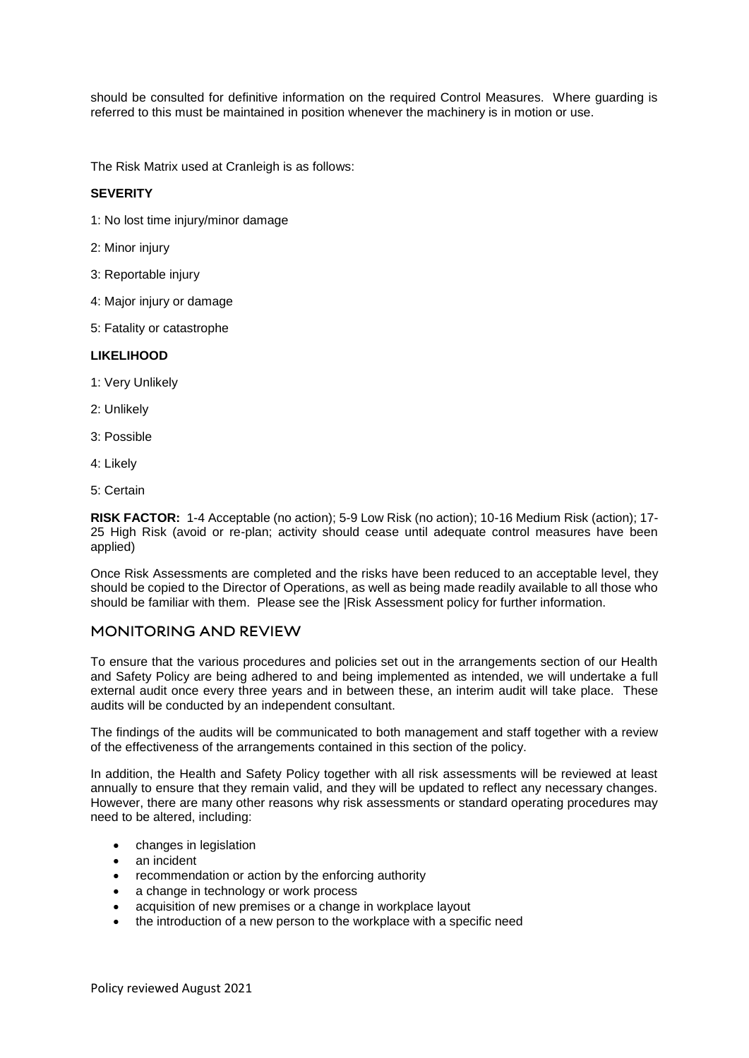should be consulted for definitive information on the required Control Measures. Where guarding is referred to this must be maintained in position whenever the machinery is in motion or use.

The Risk Matrix used at Cranleigh is as follows:

**SEVERITY**

1: No lost time injury/minor damage

2: Minor injury

3: Reportable injury

4: Major injury or damage

5: Fatality or catastrophe

**LIKELIHOOD**

1: Very Unlikely

2: Unlikely

3: Possible

4: Likely

5: Certain

**RISK FACTOR:** 1-4 Acceptable (no action); 5-9 Low Risk (no action); 10-16 Medium Risk (action); 17-25 High Risk (avoid or re-plan; activity should cease until adequate control measures have been applied)

Once Risk Assessments are completed and the risks have been reduced to an acceptable level, they should be copied to the Director of Operations, as well as being made readily available to all those who should be familiar with them. Please see the |Risk Assessment policy for further information.

## MONITORING AND REVIEW

To ensure that the various procedures and policies set out in the arrangements section of our Health and Safety Policy are being adhered to and being implemented as intended, we will undertake a full external audit once every three years and in between these, an interim audit will take place. These audits will be conducted by an independent consultant.

The findings of the audits will be communicated to both management and staff together with a review of the effectiveness of the arrangements contained in this section of the policy.

In addition, the Health and Safety Policy together with all risk assessments will be reviewed at least annually to ensure that they remain valid, and they will be updated to reflect any necessary changes. However, there are many other reasons why risk assessments or standard operating procedures may need to be altered, including:

- changes in legislation
- an incident
- recommendation or action by the enforcing authority
- a change in technology or work process
- acquisition of new premises or a change in workplace layout
- the introduction of a new person to the workplace with a specific need

Policy reviewed August 2021